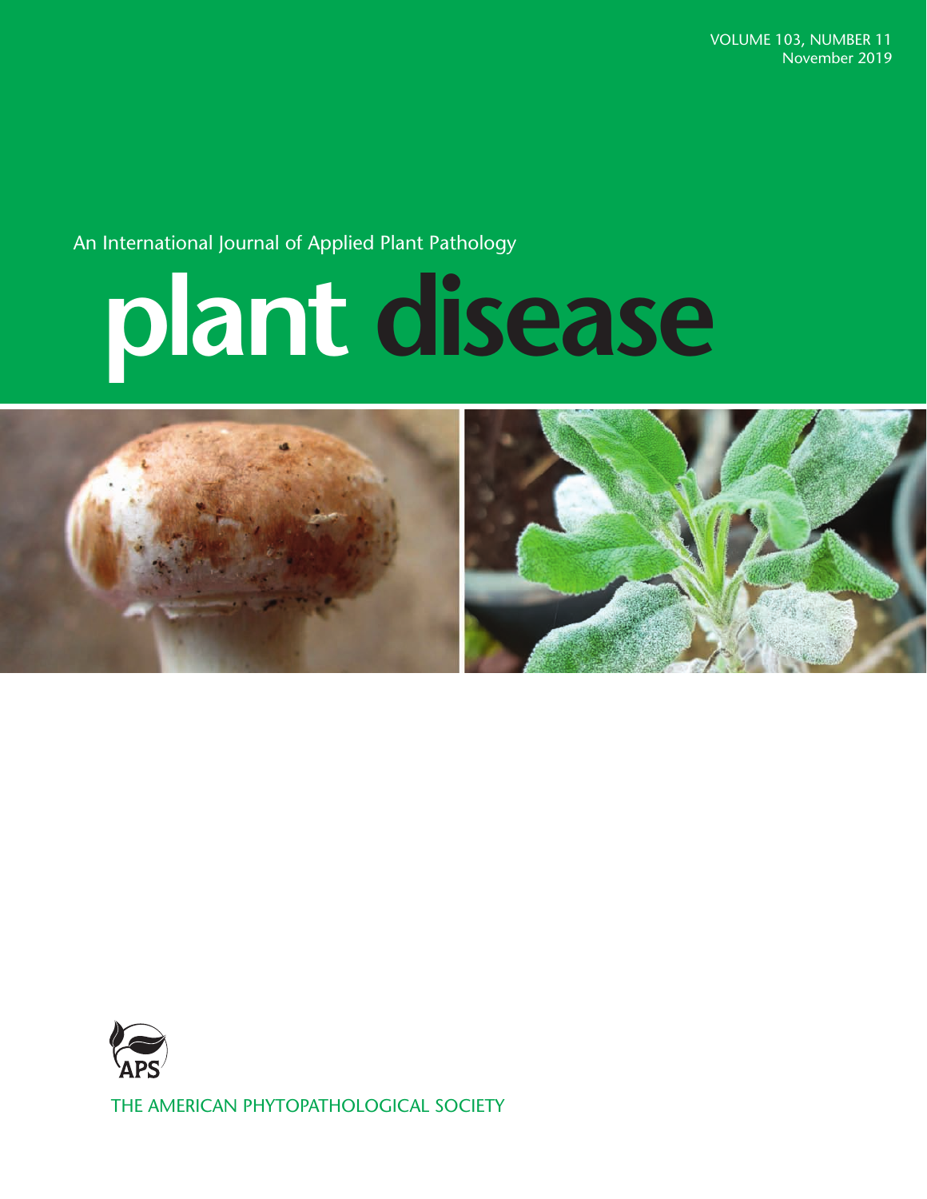VOLUME 103, NUMBER 11
November 2019

An International Journal of Applied Plant Pathology

# plant disease

THE AMERICAN PHYTOPATHOLOGICAL SOCIETY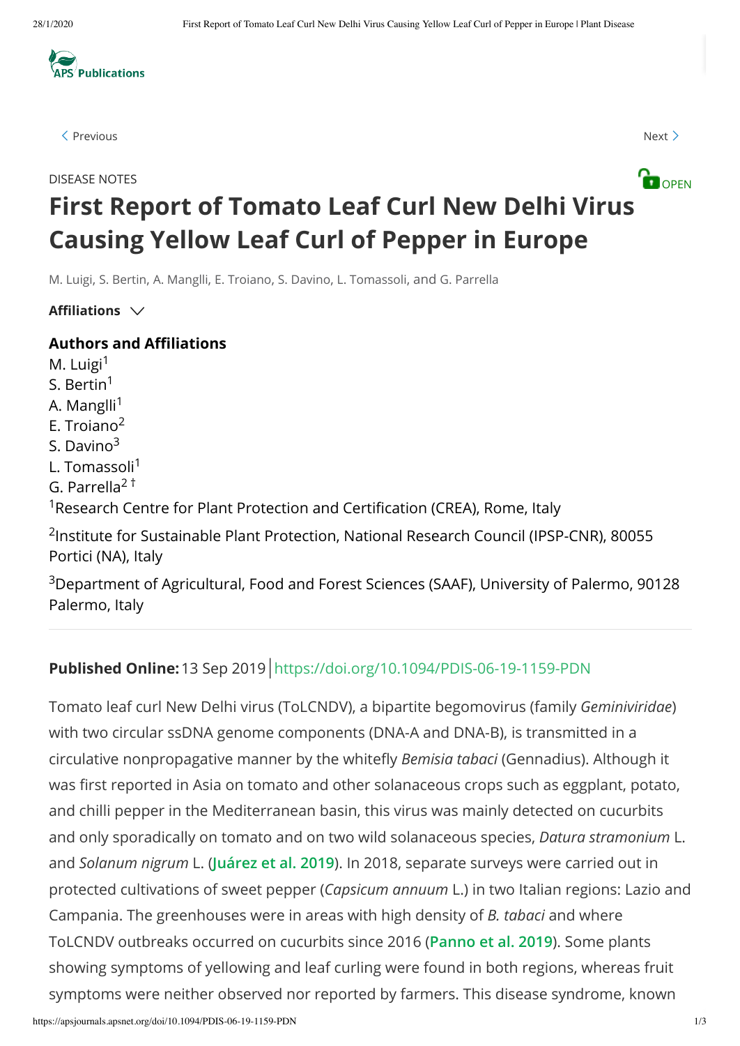DISEASE NOTES

OPEN

# First Report of Tomato Leaf Curl New Delhi Virus Causing Yellow Leaf Curl of Pepper in Europe

M. Luigi, S. Bertin, A. Manglli, E. Troiano, S. Davino, L. Tomassoli, and G. Parrella

**Affiliations**

## Authors and Affiliations

M. Luigi[1]
S. Bertin[1]
A. Manglli[1]
E. Troiano[2]
S. Davino[3]
L. Tomassoli[1]
G. Parrella[2 †]

[1]Research Centre for Plant Protection and Certification (CREA), Rome, Italy

[2]Institute for Sustainable Plant Protection, National Research Council (IPSP-CNR), 80055 Portici (NA), Italy

[3]Department of Agricultural, Food and Forest Sciences (SAAF), University of Palermo, 90128 Palermo, Italy

---

**Published Online:** 13 Sep 2019 | https://doi.org/10.1094/PDIS-06-19-1159-PDN

Tomato leaf curl New Delhi virus (ToLCNDV), a bipartite begomovirus (family *Geminiviridae*) with two circular ssDNA genome components (DNA-A and DNA-B), is transmitted in a circulative nonpropagative manner by the whitefly *Bemisia tabaci* (Gennadius). Although it was first reported in Asia on tomato and other solanaceous crops such as eggplant, potato, and chilli pepper in the Mediterranean basin, this virus was mainly detected on cucurbits and only sporadically on tomato and on two wild solanaceous species, *Datura stramonium* L. and *Solanum nigrum* L. (Juárez et al. 2019). In 2018, separate surveys were carried out in protected cultivations of sweet pepper (*Capsicum annuum* L.) in two Italian regions: Lazio and Campania. The greenhouses were in areas with high density of *B. tabaci* and where ToLCNDV outbreaks occurred on cucurbits since 2016 (Panno et al. 2019). Some plants showing symptoms of yellowing and leaf curling were found in both regions, whereas fruit symptoms were neither observed nor reported by farmers. This disease syndrome, known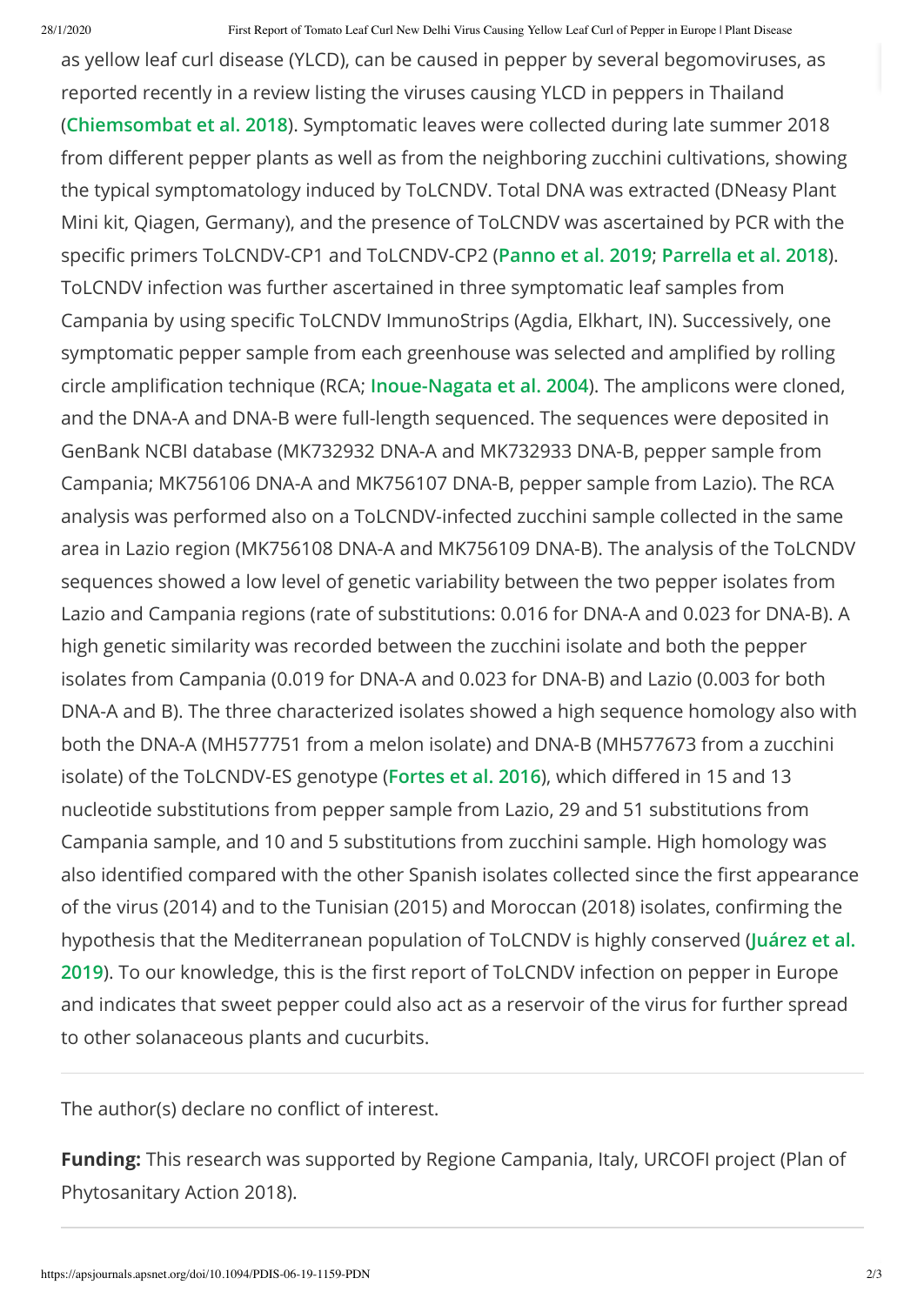as yellow leaf curl disease (YLCD), can be caused in pepper by several begomoviruses, as reported recently in a review listing the viruses causing YLCD in peppers in Thailand (Chiemsombat et al. 2018). Symptomatic leaves were collected during late summer 2018 from different pepper plants as well as from the neighboring zucchini cultivations, showing the typical symptomatology induced by ToLCNDV. Total DNA was extracted (DNeasy Plant Mini kit, Qiagen, Germany), and the presence of ToLCNDV was ascertained by PCR with the specific primers ToLCNDV-CP1 and ToLCNDV-CP2 (Panno et al. 2019; Parrella et al. 2018). ToLCNDV infection was further ascertained in three symptomatic leaf samples from Campania by using specific ToLCNDV ImmunoStrips (Agdia, Elkhart, IN). Successively, one symptomatic pepper sample from each greenhouse was selected and amplified by rolling circle amplification technique (RCA; Inoue-Nagata et al. 2004). The amplicons were cloned, and the DNA-A and DNA-B were full-length sequenced. The sequences were deposited in GenBank NCBI database (MK732932 DNA-A and MK732933 DNA-B, pepper sample from Campania; MK756106 DNA-A and MK756107 DNA-B, pepper sample from Lazio). The RCA analysis was performed also on a ToLCNDV-infected zucchini sample collected in the same area in Lazio region (MK756108 DNA-A and MK756109 DNA-B). The analysis of the ToLCNDV sequences showed a low level of genetic variability between the two pepper isolates from Lazio and Campania regions (rate of substitutions: 0.016 for DNA-A and 0.023 for DNA-B). A high genetic similarity was recorded between the zucchini isolate and both the pepper isolates from Campania (0.019 for DNA-A and 0.023 for DNA-B) and Lazio (0.003 for both DNA-A and B). The three characterized isolates showed a high sequence homology also with both the DNA-A (MH577751 from a melon isolate) and DNA-B (MH577673 from a zucchini isolate) of the ToLCNDV-ES genotype (Fortes et al. 2016), which differed in 15 and 13 nucleotide substitutions from pepper sample from Lazio, 29 and 51 substitutions from Campania sample, and 10 and 5 substitutions from zucchini sample. High homology was also identified compared with the other Spanish isolates collected since the first appearance of the virus (2014) and to the Tunisian (2015) and Moroccan (2018) isolates, confirming the hypothesis that the Mediterranean population of ToLCNDV is highly conserved (Juárez et al. 2019). To our knowledge, this is the first report of ToLCNDV infection on pepper in Europe and indicates that sweet pepper could also act as a reservoir of the virus for further spread to other solanaceous plants and cucurbits.

The author(s) declare no conflict of interest.

**Funding:** This research was supported by Regione Campania, Italy, URCOFI project (Plan of Phytosanitary Action 2018).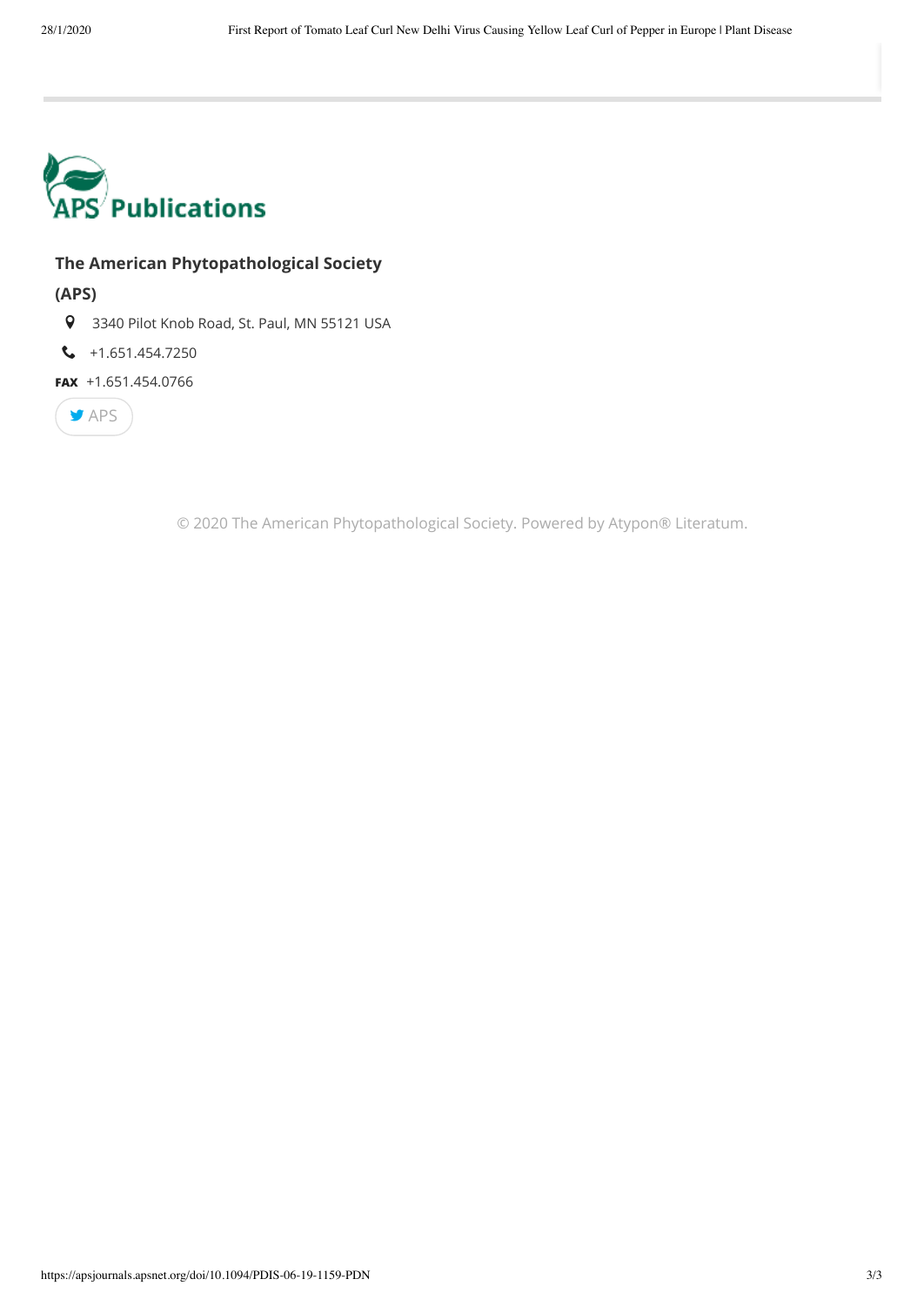APS Publications

**The American Phytopathological Society (APS)**

3340 Pilot Knob Road, St. Paul, MN 55121 USA

+1.651.454.7250

**FAX** +1.651.454.0766

APS

© 2020 The American Phytopathological Society. Powered by Atypon® Literatum.